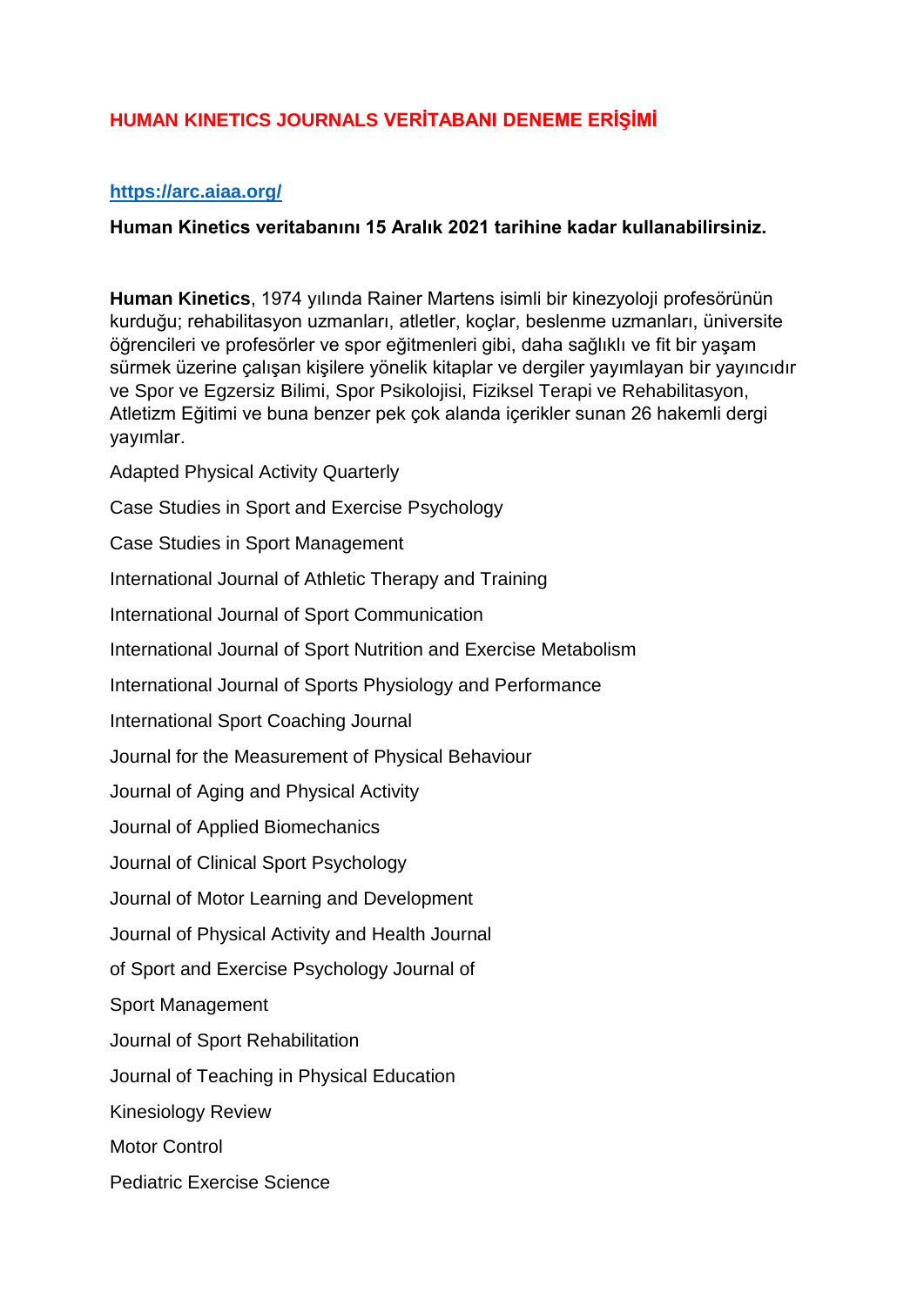# HUMAN KINETICS JOURNALS VERİTABANI DENEME ERİŞİMİ

**[https://arc.aiaa.org/](https://arc.aiaa.org/)**

**Human Kinetics veritabanını 15 Aralık 2021 tarihine kadar kullanabilirsiniz.**

**Human Kinetics**, 1974 yılında Rainer Martens isimli bir kinezyoloji profesörünün kurduğu; rehabilitasyon uzmanları, atletler, koçlar, beslenme uzmanları, üniversite öğrencileri ve profesörler ve spor eğitmenleri gibi, daha sağlıklı ve fit bir yaşam sürmek üzerine çalışan kişilere yönelik kitaplar ve dergiler yayımlayan bir yayıncıdır ve Spor ve Egzersiz Bilimi, Spor Psikolojisi, Fiziksel Terapi ve Rehabilitasyon, Atletizm Eğitimi ve buna benzer pek çok alanda içerikler sunan 26 hakemli dergi yayımlar.

Adapted Physical Activity Quarterly

Case Studies in Sport and Exercise Psychology

Case Studies in Sport Management

International Journal of Athletic Therapy and Training

International Journal of Sport Communication

International Journal of Sport Nutrition and Exercise Metabolism

International Journal of Sports Physiology and Performance

International Sport Coaching Journal

Journal for the Measurement of Physical Behaviour

Journal of Aging and Physical Activity

Journal of Applied Biomechanics

Journal of Clinical Sport Psychology

Journal of Motor Learning and Development

Journal of Physical Activity and Health Journal

of Sport and Exercise Psychology Journal of

Sport Management

Journal of Sport Rehabilitation

Journal of Teaching in Physical Education

Kinesiology Review

Motor Control

Pediatric Exercise Science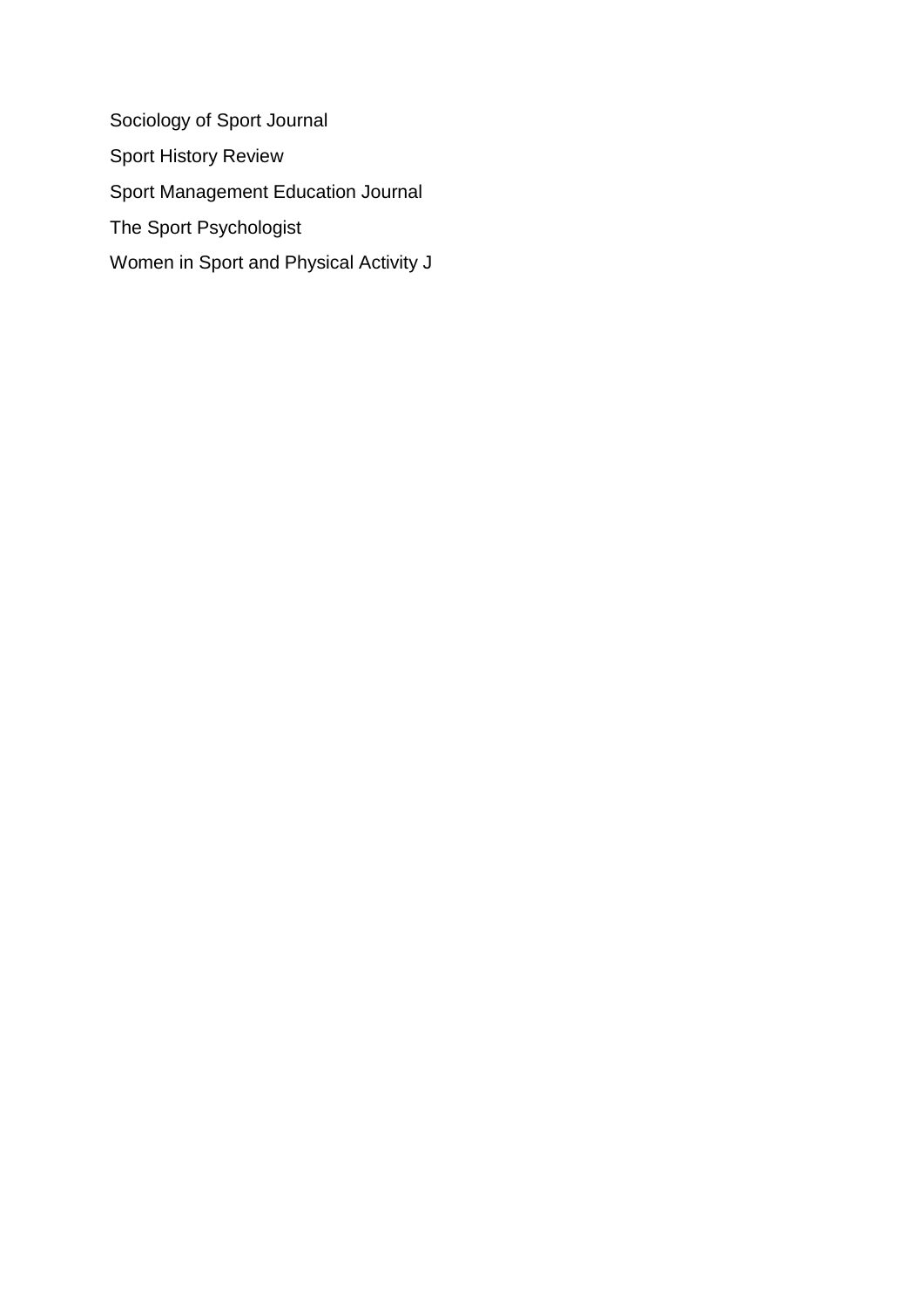Sociology of Sport Journal

Sport History Review

Sport Management Education Journal

The Sport Psychologist

Women in Sport and Physical Activity J